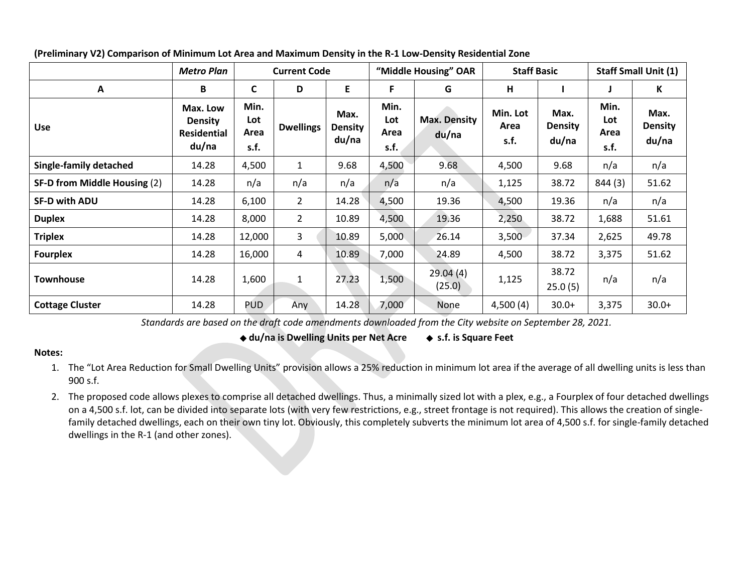**(Preliminary V2) Comparison of Minimum Lot Area and Maximum Density in the R-1 Low-Density Residential Zone**

| | *Metro Plan* | Current Code | | | "Middle Housing" OAR | | Staff Basic | | Staff Small Unit (1) | |
|---|---|---|---|---|---|---|---|---|---|---|
| **A** | **B** | **C** | **D** | **E** | **F** | **G** | **H** | **I** | **J** | **K** |
| **Use** | **Max. Low Density Residential du/na** | **Min. Lot Area s.f.** | **Dwellings** | **Max. Density du/na** | **Min. Lot Area s.f.** | **Max. Density du/na** | **Min. Lot Area s.f.** | **Max. Density du/na** | **Min. Lot Area s.f.** | **Max. Density du/na** |
| **Single-family detached** | 14.28 | 4,500 | 1 | 9.68 | 4,500 | 9.68 | 4,500 | 9.68 | n/a | n/a |
| **SF-D from Middle Housing** (2) | 14.28 | n/a | n/a | n/a | n/a | n/a | 1,125 | 38.72 | 844 (3) | 51.62 |
| **SF-D with ADU** | 14.28 | 6,100 | 2 | 14.28 | 4,500 | 19.36 | 4,500 | 19.36 | n/a | n/a |
| **Duplex** | 14.28 | 8,000 | 2 | 10.89 | 4,500 | 19.36 | 2,250 | 38.72 | 1,688 | 51.61 |
| **Triplex** | 14.28 | 12,000 | 3 | 10.89 | 5,000 | 26.14 | 3,500 | 37.34 | 2,625 | 49.78 |
| **Fourplex** | 14.28 | 16,000 | 4 | 10.89 | 7,000 | 24.89 | 4,500 | 38.72 | 3,375 | 51.62 |
| **Townhouse** | 14.28 | 1,600 | 1 | 27.23 | 1,500 | 29.04 (4) (25.0) | 1,125 | 38.72 25.0 (5) | n/a | n/a |
| **Cottage Cluster** | 14.28 | PUD | Any | 14.28 | 7,000 | None | 4,500 (4) | 30.0+ | 3,375 | 30.0+ |

*Standards are based on the draft code amendments downloaded from the City website on September 28, 2021.*

◆ **du/na is Dwelling Units per Net Acre** ◆ **s.f. is Square Feet**

**Notes:**

1. The "Lot Area Reduction for Small Dwelling Units" provision allows a 25% reduction in minimum lot area if the average of all dwelling units is less than 900 s.f.
2. The proposed code allows plexes to comprise all detached dwellings. Thus, a minimally sized lot with a plex, e.g., a Fourplex of four detached dwellings on a 4,500 s.f. lot, can be divided into separate lots (with very few restrictions, e.g., street frontage is not required). This allows the creation of single-family detached dwellings, each on their own tiny lot. Obviously, this completely subverts the minimum lot area of 4,500 s.f. for single-family detached dwellings in the R-1 (and other zones).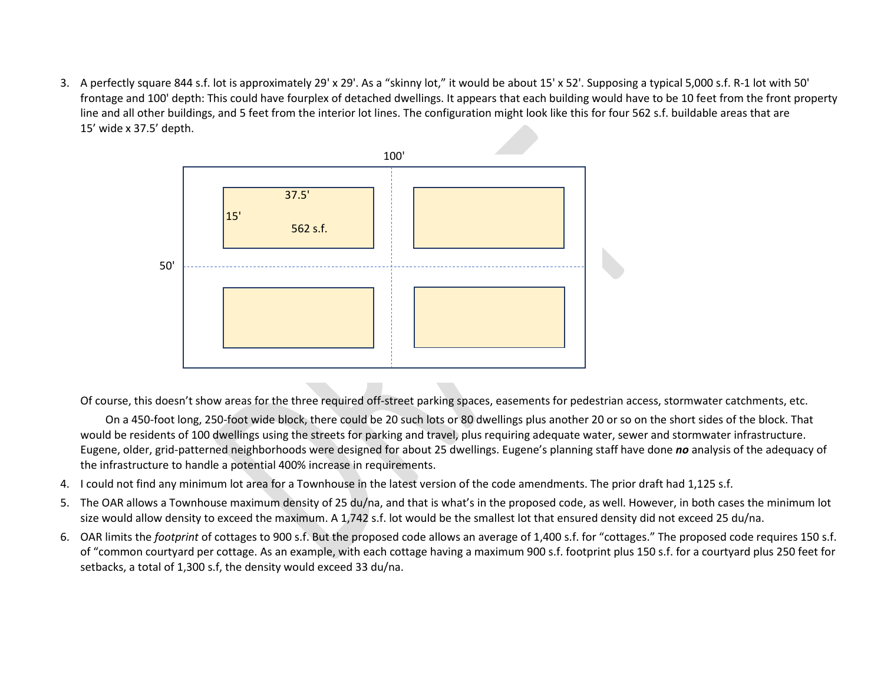3. A perfectly square 844 s.f. lot is approximately 29' x 29'. As a "skinny lot," it would be about 15' x 52'. Supposing a typical 5,000 s.f. R-1 lot with 50' frontage and 100' depth: This could have fourplex of detached dwellings. It appears that each building would have to be 10 feet from the front property line and all other buildings, and 5 feet from the interior lot lines. The configuration might look like this for four 562 s.f. buildable areas that are 15' wide x 37.5' depth.

   100'

   37.5'

   15'

   562 s.f.

   50'

   Of course, this doesn't show areas for the three required off-street parking spaces, easements for pedestrian access, stormwater catchments, etc.

   On a 450-foot long, 250-foot wide block, there could be 20 such lots or 80 dwellings plus another 20 or so on the short sides of the block. That would be residents of 100 dwellings using the streets for parking and travel, plus requiring adequate water, sewer and stormwater infrastructure. Eugene, older, grid-patterned neighborhoods were designed for about 25 dwellings. Eugene's planning staff have done ***no*** analysis of the adequacy of the infrastructure to handle a potential 400% increase in requirements.

4. I could not find any minimum lot area for a Townhouse in the latest version of the code amendments. The prior draft had 1,125 s.f.

5. The OAR allows a Townhouse maximum density of 25 du/na, and that is what's in the proposed code, as well. However, in both cases the minimum lot size would allow density to exceed the maximum. A 1,742 s.f. lot would be the smallest lot that ensured density did not exceed 25 du/na.

6. OAR limits the *footprint* of cottages to 900 s.f. But the proposed code allows an average of 1,400 s.f. for "cottages." The proposed code requires 150 s.f. of "common courtyard per cottage. As an example, with each cottage having a maximum 900 s.f. footprint plus 150 s.f. for a courtyard plus 250 feet for setbacks, a total of 1,300 s.f, the density would exceed 33 du/na.